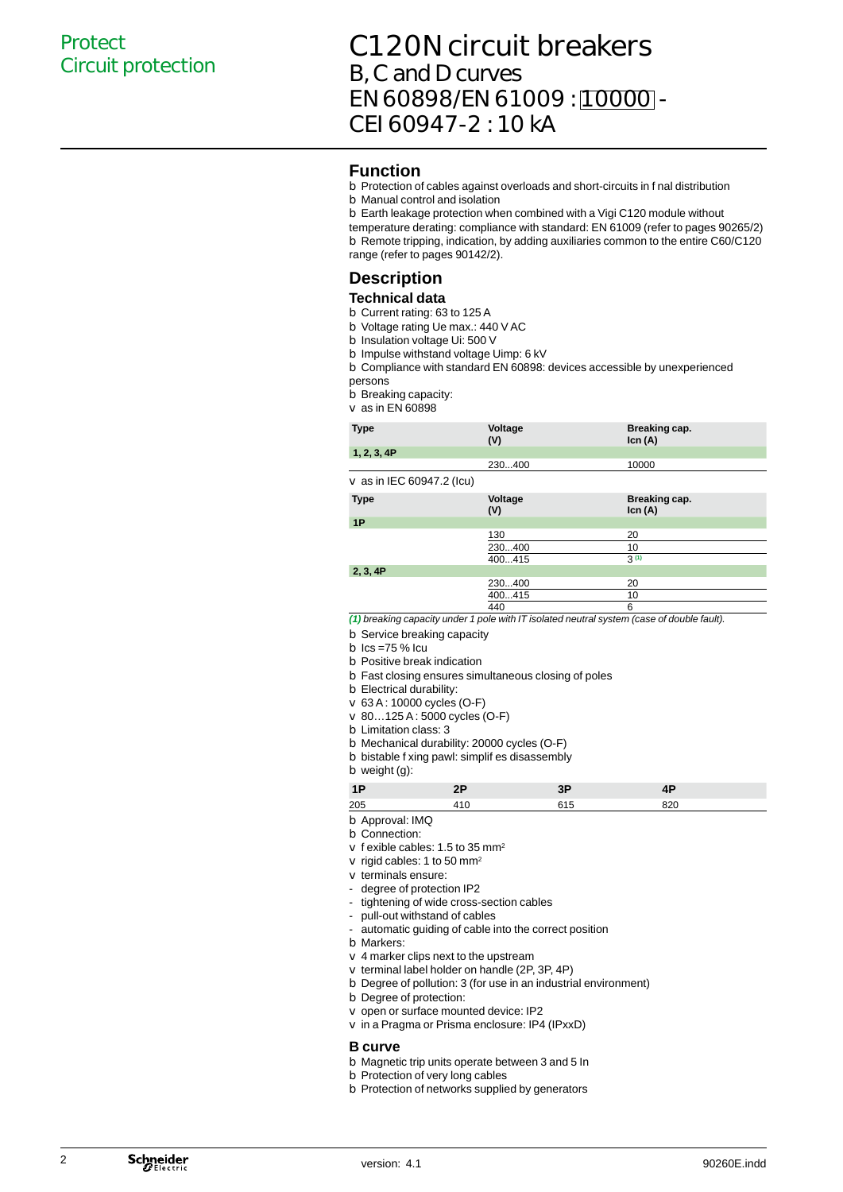Protect
Circuit protection

# C120N circuit breakers
## B, C and D curves
## EN 60898/EN 61009 : 10000 - CEI 60947-2 : 10 kA

## Function

b Protection of cables against overloads and short-circuits in f nal distribution
b Manual control and isolation
b Earth leakage protection when combined with a Vigi C120 module without temperature derating: compliance with standard: EN 61009 (refer to pages 90265/2)
b Remote tripping, indication, by adding auxiliaries common to the entire C60/C120 range (refer to pages 90142/2).

## Description

### Technical data

b Current rating: 63 to 125 A
b Voltage rating Ue max.: 440 V AC
b Insulation voltage Ui: 500 V
b Impulse withstand voltage Uimp: 6 kV
b Compliance with standard EN 60898: devices accessible by unexperienced persons
b Breaking capacity:
v as in EN 60898

| Type | Voltage (V) | Breaking cap. Icn (A) |
|---|---|---|
| 1, 2, 3, 4P | | |
| | 230...400 | 10000 |

v as in IEC 60947.2 (Icu)

| Type | Voltage (V) | Breaking cap. Icn (A) |
|---|---|---|
| 1P | | |
| | 130 | 20 |
| | 230...400 | 10 |
| | 400...415 | 3 (1) |
| 2, 3, 4P | | |
| | 230...400 | 20 |
| | 400...415 | 10 |
| | 440 | 6 |

*(1) breaking capacity under 1 pole with IT isolated neutral system (case of double fault).*

b Service breaking capacity
b Ics =75 % Icu
b Positive break indication
b Fast closing ensures simultaneous closing of poles
b Electrical durability:
v 63 A : 10000 cycles (O-F)
v 80…125 A : 5000 cycles (O-F)
b Limitation class: 3
b Mechanical durability: 20000 cycles (O-F)
b bistable f xing pawl: simplif es disassembly
b weight (g):

| 1P | 2P | 3P | 4P |
|---|---|---|---|
| 205 | 410 | 615 | 820 |

b Approval: IMQ
b Connection:
v f exible cables: 1.5 to 35 mm²
v rigid cables: 1 to 50 mm²
v terminals ensure:
- degree of protection IP2
- tightening of wide cross-section cables
- pull-out withstand of cables
- automatic guiding of cable into the correct position
b Markers:
v 4 marker clips next to the upstream
v terminal label holder on handle (2P, 3P, 4P)
b Degree of pollution: 3 (for use in an industrial environment)
b Degree of protection:
v open or surface mounted device: IP2
v in a Pragma or Prisma enclosure: IP4 (IPxxD)

### B curve

b Magnetic trip units operate between 3 and 5 In
b Protection of very long cables
b Protection of networks supplied by generators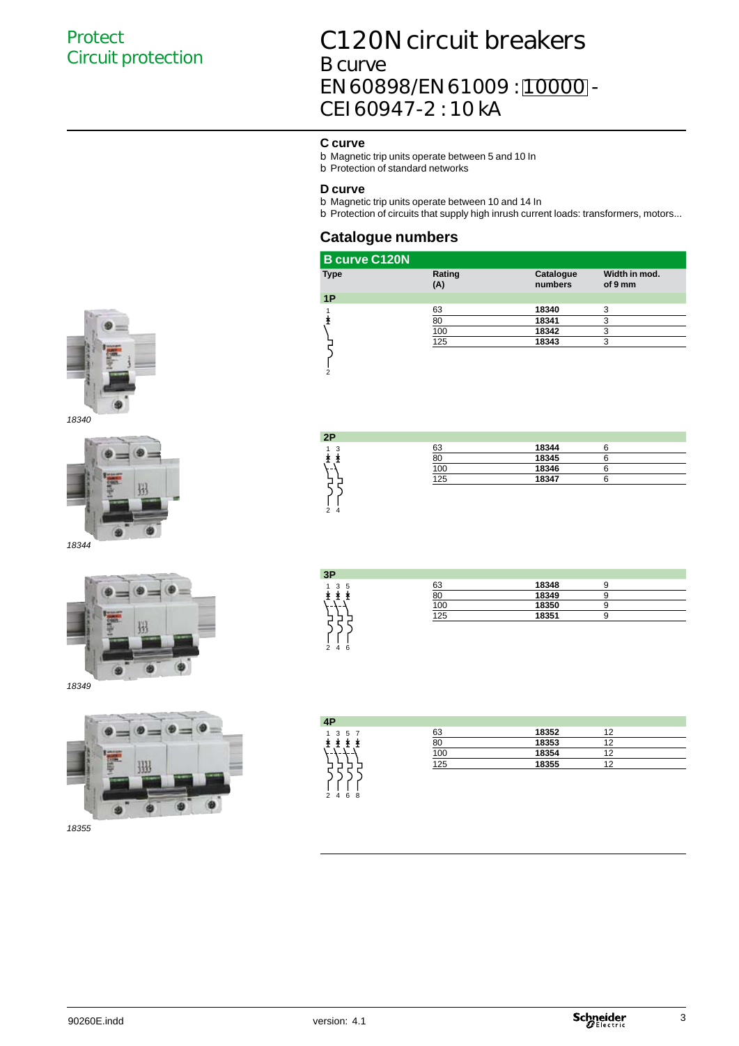Protect
Circuit protection

# C120N circuit breakers
## B curve
## EN 60898/EN 61009 : 10000 - CEI 60947-2 : 10 kA

### C curve
- Magnetic trip units operate between 5 and 10 In
- Protection of standard networks

### D curve
- Magnetic trip units operate between 10 and 14 In
- Protection of circuits that supply high inrush current loads: transformers, motors...

## Catalogue numbers

| B curve C120N | | | |
|---|---|---|---|
| **Type** | **Rating (A)** | **Catalogue numbers** | **Width in mod. of 9 mm** |
| **1P** | | | |
| | 63 | **18340** | 3 |
| | 80 | **18341** | 3 |
| | 100 | **18342** | 3 |
| | 125 | **18343** | 3 |
| **2P** | | | |
| | 63 | **18344** | 6 |
| | 80 | **18345** | 6 |
| | 100 | **18346** | 6 |
| | 125 | **18347** | 6 |
| **3P** | | | |
| | 63 | **18348** | 9 |
| | 80 | **18349** | 9 |
| | 100 | **18350** | 9 |
| | 125 | **18351** | 9 |
| **4P** | | | |
| | 63 | **18352** | 12 |
| | 80 | **18353** | 12 |
| | 100 | **18354** | 12 |
| | 125 | **18355** | 12 |

*18340*

*18344*

*18349*

*18355*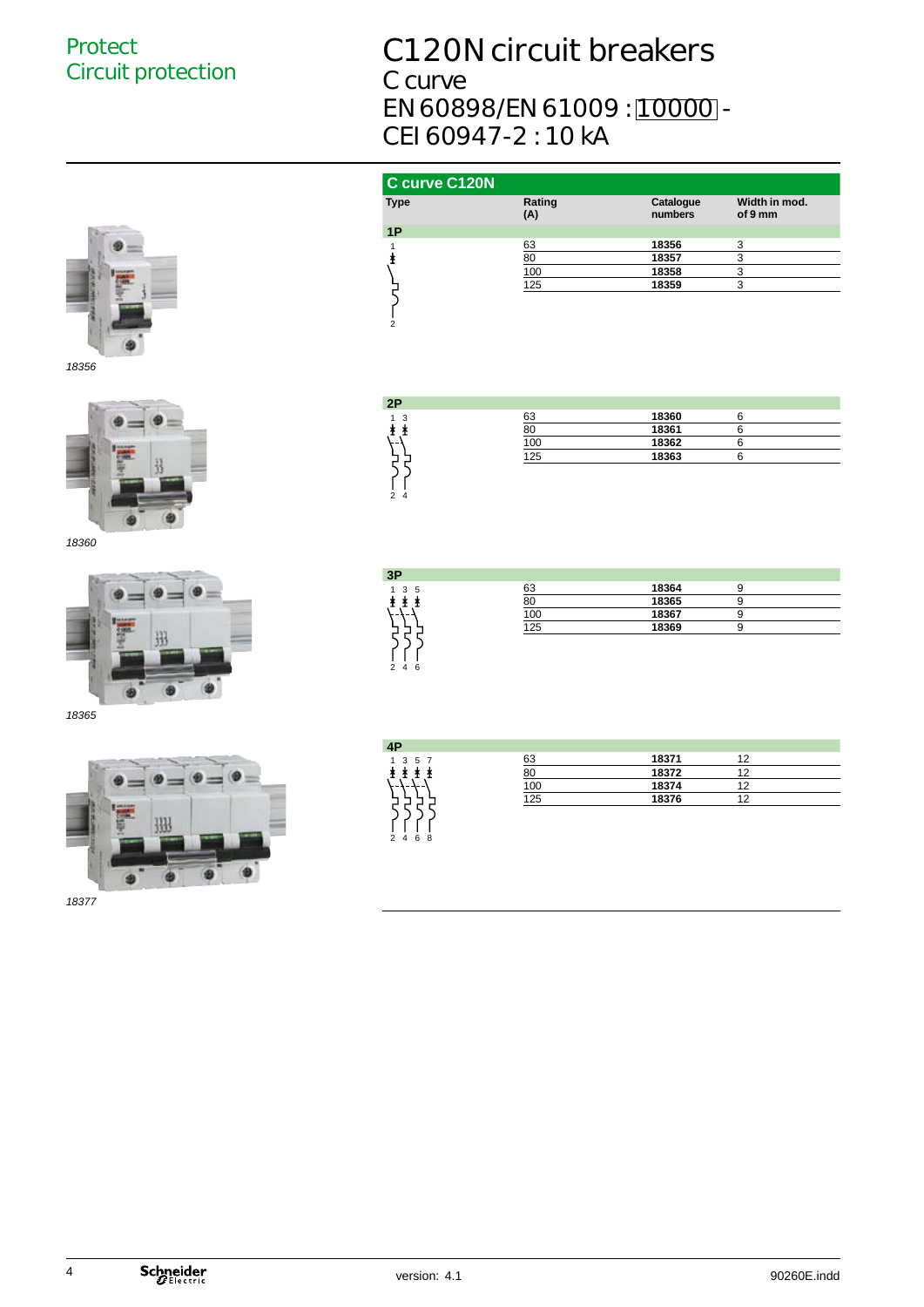Protect
Circuit protection

# C120N circuit breakers

## C curve
## EN 60898/EN 61009 : 10000 - CEI 60947-2 : 10 kA

18356

18360

18365

18377

| C curve C120N | | | |
|---|---|---|---|
| **Type** | **Rating (A)** | **Catalogue numbers** | **Width in mod. of 9 mm** |
| **1P** | | | |
| | 63 | **18356** | 3 |
| | 80 | **18357** | 3 |
| | 100 | **18358** | 3 |
| | 125 | **18359** | 3 |
| **2P** | | | |
| | 63 | **18360** | 6 |
| | 80 | **18361** | 6 |
| | 100 | **18362** | 6 |
| | 125 | **18363** | 6 |
| **3P** | | | |
| | 63 | **18364** | 9 |
| | 80 | **18365** | 9 |
| | 100 | **18367** | 9 |
| | 125 | **18369** | 9 |
| **4P** | | | |
| | 63 | **18371** | 12 |
| | 80 | **18372** | 12 |
| | 100 | **18374** | 12 |
| | 125 | **18376** | 12 |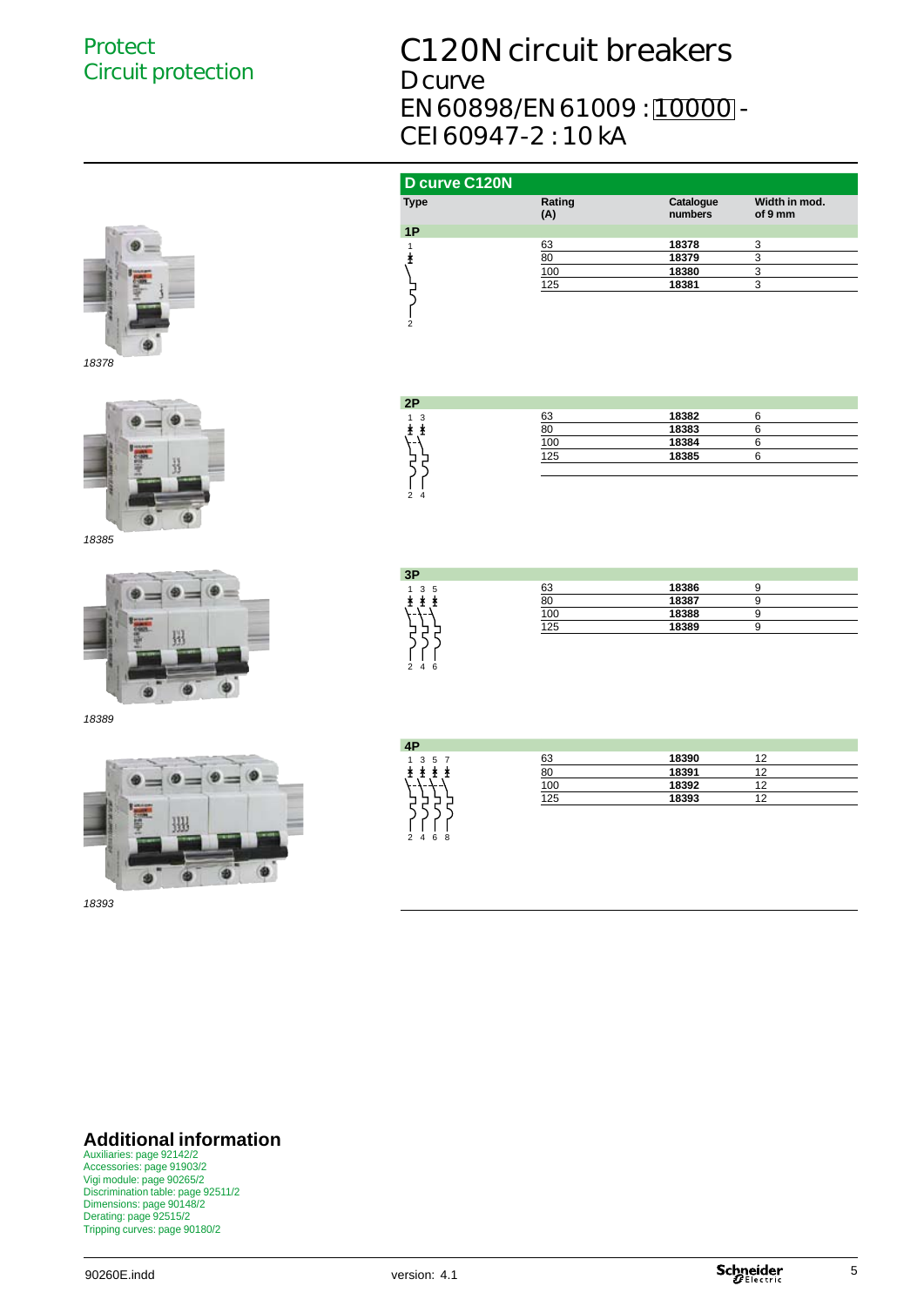Protect
Circuit protection

# C120N circuit breakers

## D curve

## EN 60898/EN 61009 : 10000 - CEI 60947-2 : 10 kA

18378

18385

18389

18393

| D curve C120N | | | |
|---|---|---|---|
| Type | Rating (A) | Catalogue numbers | Width in mod. of 9 mm |
| **1P** | | | |
| | 63 | **18378** | 3 |
| | 80 | **18379** | 3 |
| | 100 | **18380** | 3 |
| | 125 | **18381** | 3 |
| **2P** | | | |
| | 63 | **18382** | 6 |
| | 80 | **18383** | 6 |
| | 100 | **18384** | 6 |
| | 125 | **18385** | 6 |
| **3P** | | | |
| | 63 | **18386** | 9 |
| | 80 | **18387** | 9 |
| | 100 | **18388** | 9 |
| | 125 | **18389** | 9 |
| **4P** | | | |
| | 63 | **18390** | 12 |
| | 80 | **18391** | 12 |
| | 100 | **18392** | 12 |
| | 125 | **18393** | 12 |

## Additional information

Auxiliaries: page 92142/2
Accessories: page 91903/2
Vigi module: page 90265/2
Discrimination table: page 92511/2
Dimensions: page 90148/2
Derating: page 92515/2
Tripping curves: page 90180/2

90260E.indd version: 4.1